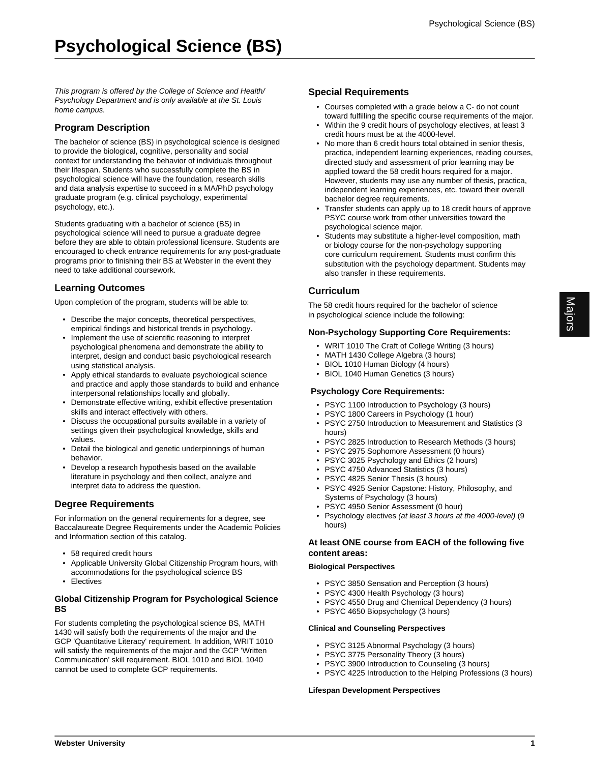# Psychological Science (BS)

*This program is offered by the College of Science and Health/ Psychology Department and is only available at the St. Louis home campus.*

## Program Description

The bachelor of science (BS) in psychological science is designed to provide the biological, cognitive, personality and social context for understanding the behavior of individuals throughout their lifespan. Students who successfully complete the BS in psychological science will have the foundation, research skills and data analysis expertise to succeed in a MA/PhD psychology graduate program (e.g. clinical psychology, experimental psychology, etc.).

Students graduating with a bachelor of science (BS) in psychological science will need to pursue a graduate degree before they are able to obtain professional licensure. Students are encouraged to check entrance requirements for any post-graduate programs prior to finishing their BS at Webster in the event they need to take additional coursework.

## Learning Outcomes

Upon completion of the program, students will be able to:

- Describe the major concepts, theoretical perspectives, empirical findings and historical trends in psychology.
- Implement the use of scientific reasoning to interpret psychological phenomena and demonstrate the ability to interpret, design and conduct basic psychological research using statistical analysis.
- Apply ethical standards to evaluate psychological science and practice and apply those standards to build and enhance interpersonal relationships locally and globally.
- Demonstrate effective writing, exhibit effective presentation skills and interact effectively with others.
- Discuss the occupational pursuits available in a variety of settings given their psychological knowledge, skills and values.
- Detail the biological and genetic underpinnings of human behavior.
- Develop a research hypothesis based on the available literature in psychology and then collect, analyze and interpret data to address the question.

## Degree Requirements

For information on the general requirements for a degree, see Baccalaureate Degree Requirements under the Academic Policies and Information section of this catalog.

- 58 required credit hours
- Applicable University Global Citizenship Program hours, with accommodations for the psychological science BS
- Electives

### Global Citizenship Program for Psychological Science BS

For students completing the psychological science BS, MATH 1430 will satisfy both the requirements of the major and the GCP 'Quantitative Literacy' requirement. In addition, WRIT 1010 will satisfy the requirements of the major and the GCP 'Written Communication' skill requirement. BIOL 1010 and BIOL 1040 cannot be used to complete GCP requirements.

## Special Requirements

- Courses completed with a grade below a C- do not count toward fulfilling the specific course requirements of the major.
- Within the 9 credit hours of psychology electives, at least 3 credit hours must be at the 4000-level.
- No more than 6 credit hours total obtained in senior thesis, practica, independent learning experiences, reading courses, directed study and assessment of prior learning may be applied toward the 58 credit hours required for a major. However, students may use any number of thesis, practica, independent learning experiences, etc. toward their overall bachelor degree requirements.
- Transfer students can apply up to 18 credit hours of approve PSYC course work from other universities toward the psychological science major.
- Students may substitute a higher-level composition, math or biology course for the non-psychology supporting core curriculum requirement. Students must confirm this substitution with the psychology department. Students may also transfer in these requirements.

## Curriculum

The 58 credit hours required for the bachelor of science in psychological science include the following:

### Non-Psychology Supporting Core Requirements:

- WRIT 1010 The Craft of College Writing (3 hours)
- MATH 1430 College Algebra (3 hours)
- BIOL 1010 Human Biology (4 hours)
- BIOL 1040 Human Genetics (3 hours)

### Psychology Core Requirements:

- PSYC 1100 Introduction to Psychology (3 hours)
- PSYC 1800 Careers in Psychology (1 hour)
- PSYC 2750 Introduction to Measurement and Statistics (3 hours)
- PSYC 2825 Introduction to Research Methods (3 hours)
- PSYC 2975 Sophomore Assessment (0 hours)
- PSYC 3025 Psychology and Ethics (2 hours)
- PSYC 4750 Advanced Statistics (3 hours)
- PSYC 4825 Senior Thesis (3 hours)
- PSYC 4925 Senior Capstone: History, Philosophy, and Systems of Psychology (3 hours)
- PSYC 4950 Senior Assessment (0 hour)
- Psychology electives *(at least 3 hours at the 4000-level)* (9 hours)

### At least ONE course from EACH of the following five content areas:

#### Biological Perspectives

- PSYC 3850 Sensation and Perception (3 hours)
- PSYC 4300 Health Psychology (3 hours)
- PSYC 4550 Drug and Chemical Dependency (3 hours)
- PSYC 4650 Biopsychology (3 hours)

#### Clinical and Counseling Perspectives

- PSYC 3125 Abnormal Psychology (3 hours)
- PSYC 3775 Personality Theory (3 hours)
- PSYC 3900 Introduction to Counseling (3 hours)
- PSYC 4225 Introduction to the Helping Professions (3 hours)

#### Lifespan Development Perspectives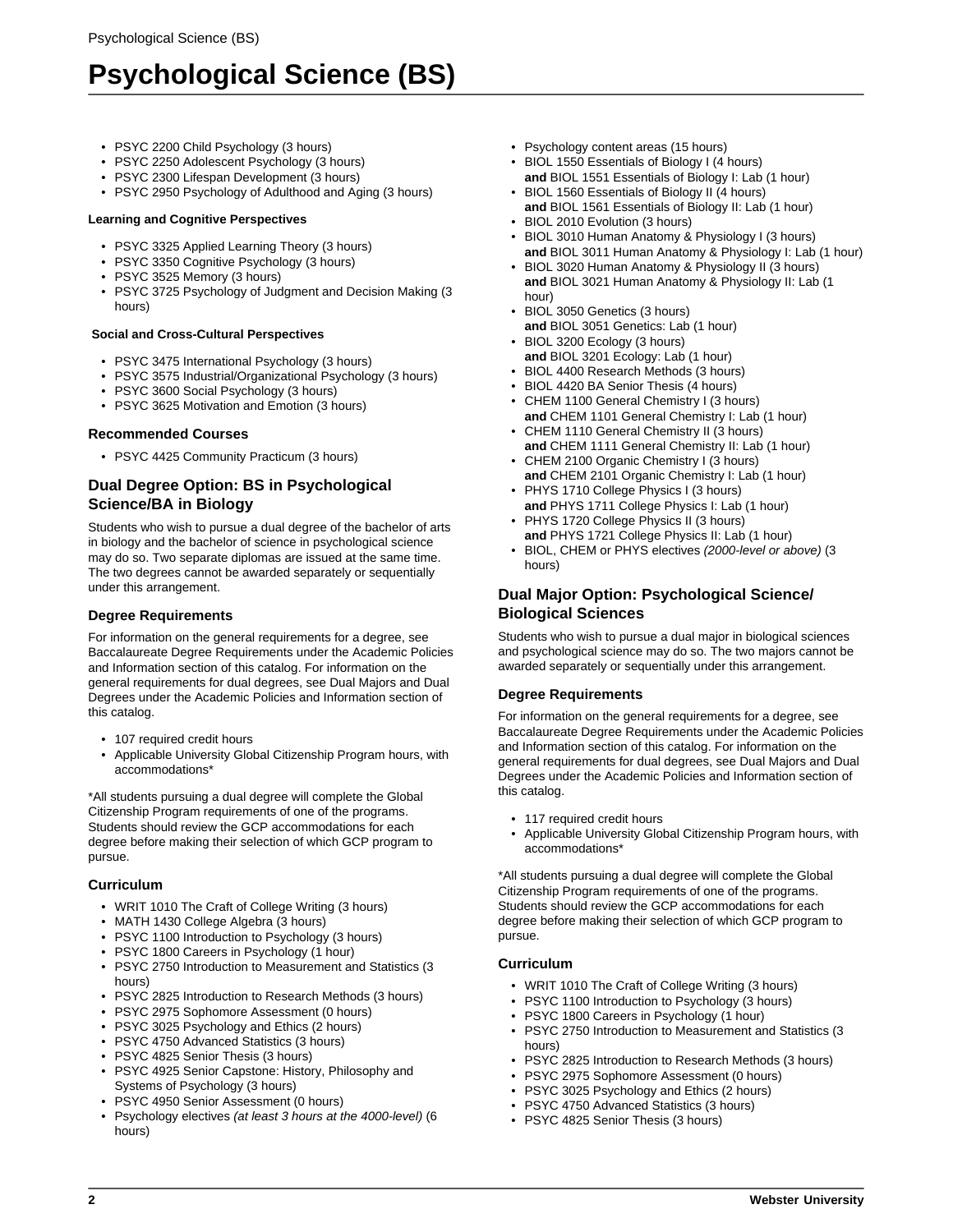- PSYC 2200 Child Psychology (3 hours)
- PSYC 2250 Adolescent Psychology (3 hours)
- PSYC 2300 Lifespan Development (3 hours)
- PSYC 2950 Psychology of Adulthood and Aging (3 hours)

#### Learning and Cognitive Perspectives

- PSYC 3325 Applied Learning Theory (3 hours)
- PSYC 3350 Cognitive Psychology (3 hours)
- PSYC 3525 Memory (3 hours)
- PSYC 3725 Psychology of Judgment and Decision Making (3 hours)

#### Social and Cross-Cultural Perspectives

- PSYC 3475 International Psychology (3 hours)
- PSYC 3575 Industrial/Organizational Psychology (3 hours)
- PSYC 3600 Social Psychology (3 hours)
- PSYC 3625 Motivation and Emotion (3 hours)

### Recommended Courses

- PSYC 4425 Community Practicum (3 hours)

## Dual Degree Option: BS in Psychological Science/BA in Biology

Students who wish to pursue a dual degree of the bachelor of arts in biology and the bachelor of science in psychological science may do so. Two separate diplomas are issued at the same time. The two degrees cannot be awarded separately or sequentially under this arrangement.

### Degree Requirements

For information on the general requirements for a degree, see Baccalaureate Degree Requirements under the Academic Policies and Information section of this catalog. For information on the general requirements for dual degrees, see Dual Majors and Dual Degrees under the Academic Policies and Information section of this catalog.

- 107 required credit hours
- Applicable University Global Citizenship Program hours, with accommodations*

*All students pursuing a dual degree will complete the Global Citizenship Program requirements of one of the programs. Students should review the GCP accommodations for each degree before making their selection of which GCP program to pursue.

### Curriculum

- WRIT 1010 The Craft of College Writing (3 hours)
- MATH 1430 College Algebra (3 hours)
- PSYC 1100 Introduction to Psychology (3 hours)
- PSYC 1800 Careers in Psychology (1 hour)
- PSYC 2750 Introduction to Measurement and Statistics (3 hours)
- PSYC 2825 Introduction to Research Methods (3 hours)
- PSYC 2975 Sophomore Assessment (0 hours)
- PSYC 3025 Psychology and Ethics (2 hours)
- PSYC 4750 Advanced Statistics (3 hours)
- PSYC 4825 Senior Thesis (3 hours)
- PSYC 4925 Senior Capstone: History, Philosophy and Systems of Psychology (3 hours)
- PSYC 4950 Senior Assessment (0 hours)
- Psychology electives *(at least 3 hours at the 4000-level)* (6 hours)
- Psychology content areas (15 hours)
- BIOL 1550 Essentials of Biology I (4 hours)
  **and** BIOL 1551 Essentials of Biology I: Lab (1 hour)
- BIOL 1560 Essentials of Biology II (4 hours)
  **and** BIOL 1561 Essentials of Biology II: Lab (1 hour)
- BIOL 2010 Evolution (3 hours)
- BIOL 3010 Human Anatomy & Physiology I (3 hours)
  **and** BIOL 3011 Human Anatomy & Physiology I: Lab (1 hour)
- BIOL 3020 Human Anatomy & Physiology II (3 hours)
  **and** BIOL 3021 Human Anatomy & Physiology II: Lab (1 hour)
- BIOL 3050 Genetics (3 hours)
  **and** BIOL 3051 Genetics: Lab (1 hour)
- BIOL 3200 Ecology (3 hours)
  **and** BIOL 3201 Ecology: Lab (1 hour)
- BIOL 4400 Research Methods (3 hours)
- BIOL 4420 BA Senior Thesis (4 hours)
- CHEM 1100 General Chemistry I (3 hours)
  **and** CHEM 1101 General Chemistry I: Lab (1 hour)
- CHEM 1110 General Chemistry II (3 hours)
  **and** CHEM 1111 General Chemistry II: Lab (1 hour)
- CHEM 2100 Organic Chemistry I (3 hours)
  **and** CHEM 2101 Organic Chemistry I: Lab (1 hour)
- PHYS 1710 College Physics I (3 hours)
  **and** PHYS 1711 College Physics I: Lab (1 hour)
- PHYS 1720 College Physics II (3 hours)
  **and** PHYS 1721 College Physics II: Lab (1 hour)
- BIOL, CHEM or PHYS electives *(2000-level or above)* (3 hours)

## Dual Major Option: Psychological Science/Biological Sciences

Students who wish to pursue a dual major in biological sciences and psychological science may do so. The two majors cannot be awarded separately or sequentially under this arrangement.

### Degree Requirements

For information on the general requirements for a degree, see Baccalaureate Degree Requirements under the Academic Policies and Information section of this catalog. For information on the general requirements for dual degrees, see Dual Majors and Dual Degrees under the Academic Policies and Information section of this catalog.

- 117 required credit hours
- Applicable University Global Citizenship Program hours, with accommodations*

*All students pursuing a dual degree will complete the Global Citizenship Program requirements of one of the programs. Students should review the GCP accommodations for each degree before making their selection of which GCP program to pursue.

### Curriculum

- WRIT 1010 The Craft of College Writing (3 hours)
- PSYC 1100 Introduction to Psychology (3 hours)
- PSYC 1800 Careers in Psychology (1 hour)
- PSYC 2750 Introduction to Measurement and Statistics (3 hours)
- PSYC 2825 Introduction to Research Methods (3 hours)
- PSYC 2975 Sophomore Assessment (0 hours)
- PSYC 3025 Psychology and Ethics (2 hours)
- PSYC 4750 Advanced Statistics (3 hours)
- PSYC 4825 Senior Thesis (3 hours)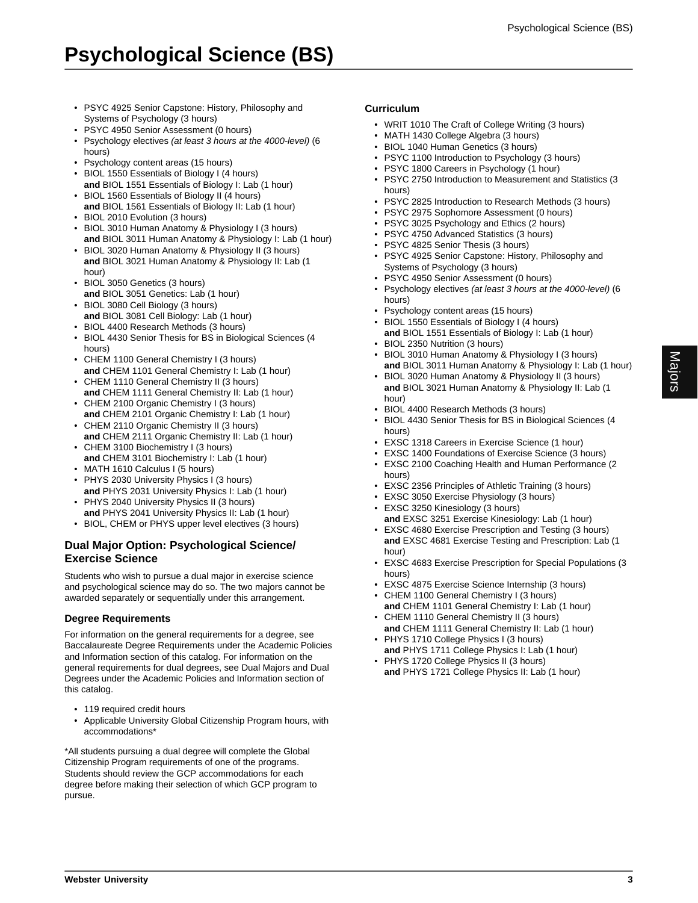# Psychological Science (BS)

- PSYC 4925 Senior Capstone: History, Philosophy and Systems of Psychology (3 hours)
- PSYC 4950 Senior Assessment (0 hours)
- Psychology electives *(at least 3 hours at the 4000-level)* (6 hours)
- Psychology content areas (15 hours)
- BIOL 1550 Essentials of Biology I (4 hours)
  **and** BIOL 1551 Essentials of Biology I: Lab (1 hour)
- BIOL 1560 Essentials of Biology II (4 hours)
  **and** BIOL 1561 Essentials of Biology II: Lab (1 hour)
- BIOL 2010 Evolution (3 hours)
- BIOL 3010 Human Anatomy & Physiology I (3 hours)
  **and** BIOL 3011 Human Anatomy & Physiology I: Lab (1 hour)
- BIOL 3020 Human Anatomy & Physiology II (3 hours)
  **and** BIOL 3021 Human Anatomy & Physiology II: Lab (1 hour)
- BIOL 3050 Genetics (3 hours)
  **and** BIOL 3051 Genetics: Lab (1 hour)
- BIOL 3080 Cell Biology (3 hours)
  **and** BIOL 3081 Cell Biology: Lab (1 hour)
- BIOL 4400 Research Methods (3 hours)
- BIOL 4430 Senior Thesis for BS in Biological Sciences (4 hours)
- CHEM 1100 General Chemistry I (3 hours)
  **and** CHEM 1101 General Chemistry I: Lab (1 hour)
- CHEM 1110 General Chemistry II (3 hours)
  **and** CHEM 1111 General Chemistry II: Lab (1 hour)
- CHEM 2100 Organic Chemistry I (3 hours)
  **and** CHEM 2101 Organic Chemistry I: Lab (1 hour)
- CHEM 2110 Organic Chemistry II (3 hours)
  **and** CHEM 2111 Organic Chemistry II: Lab (1 hour)
- CHEM 3100 Biochemistry I (3 hours)
  **and** CHEM 3101 Biochemistry I: Lab (1 hour)
- MATH 1610 Calculus I (5 hours)
- PHYS 2030 University Physics I (3 hours)
  **and** PHYS 2031 University Physics I: Lab (1 hour)
- PHYS 2040 University Physics II (3 hours)
  **and** PHYS 2041 University Physics II: Lab (1 hour)
- BIOL, CHEM or PHYS upper level electives (3 hours)

## Dual Major Option: Psychological Science/ Exercise Science

Students who wish to pursue a dual major in exercise science and psychological science may do so. The two majors cannot be awarded separately or sequentially under this arrangement.

### Degree Requirements

For information on the general requirements for a degree, see Baccalaureate Degree Requirements under the Academic Policies and Information section of this catalog. For information on the general requirements for dual degrees, see Dual Majors and Dual Degrees under the Academic Policies and Information section of this catalog.

- 119 required credit hours
- Applicable University Global Citizenship Program hours, with accommodations*

*All students pursuing a dual degree will complete the Global Citizenship Program requirements of one of the programs. Students should review the GCP accommodations for each degree before making their selection of which GCP program to pursue.

### Curriculum

- WRIT 1010 The Craft of College Writing (3 hours)
- MATH 1430 College Algebra (3 hours)
- BIOL 1040 Human Genetics (3 hours)
- PSYC 1100 Introduction to Psychology (3 hours)
- PSYC 1800 Careers in Psychology (1 hour)
- PSYC 2750 Introduction to Measurement and Statistics (3 hours)
- PSYC 2825 Introduction to Research Methods (3 hours)
- PSYC 2975 Sophomore Assessment (0 hours)
- PSYC 3025 Psychology and Ethics (2 hours)
- PSYC 4750 Advanced Statistics (3 hours)
- PSYC 4825 Senior Thesis (3 hours)
- PSYC 4925 Senior Capstone: History, Philosophy and Systems of Psychology (3 hours)
- PSYC 4950 Senior Assessment (0 hours)
- Psychology electives *(at least 3 hours at the 4000-level)* (6 hours)
- Psychology content areas (15 hours)
- BIOL 1550 Essentials of Biology I (4 hours)
  **and** BIOL 1551 Essentials of Biology I: Lab (1 hour)
- BIOL 2350 Nutrition (3 hours)
- BIOL 3010 Human Anatomy & Physiology I (3 hours)
  **and** BIOL 3011 Human Anatomy & Physiology I: Lab (1 hour)
- BIOL 3020 Human Anatomy & Physiology II (3 hours)
  **and** BIOL 3021 Human Anatomy & Physiology II: Lab (1 hour)
- BIOL 4400 Research Methods (3 hours)
- BIOL 4430 Senior Thesis for BS in Biological Sciences (4 hours)
- EXSC 1318 Careers in Exercise Science (1 hour)
- EXSC 1400 Foundations of Exercise Science (3 hours)
- EXSC 2100 Coaching Health and Human Performance (2 hours)
- EXSC 2356 Principles of Athletic Training (3 hours)
- EXSC 3050 Exercise Physiology (3 hours)
- EXSC 3250 Kinesiology (3 hours)
  **and** EXSC 3251 Exercise Kinesiology: Lab (1 hour)
- EXSC 4680 Exercise Prescription and Testing (3 hours)
  **and** EXSC 4681 Exercise Testing and Prescription: Lab (1 hour)
- EXSC 4683 Exercise Prescription for Special Populations (3 hours)
- EXSC 4875 Exercise Science Internship (3 hours)
- CHEM 1100 General Chemistry I (3 hours)
  **and** CHEM 1101 General Chemistry I: Lab (1 hour)
- CHEM 1110 General Chemistry II (3 hours)
  **and** CHEM 1111 General Chemistry II: Lab (1 hour)
- PHYS 1710 College Physics I (3 hours)
  **and** PHYS 1711 College Physics I: Lab (1 hour)
- PHYS 1720 College Physics II (3 hours)
  **and** PHYS 1721 College Physics II: Lab (1 hour)